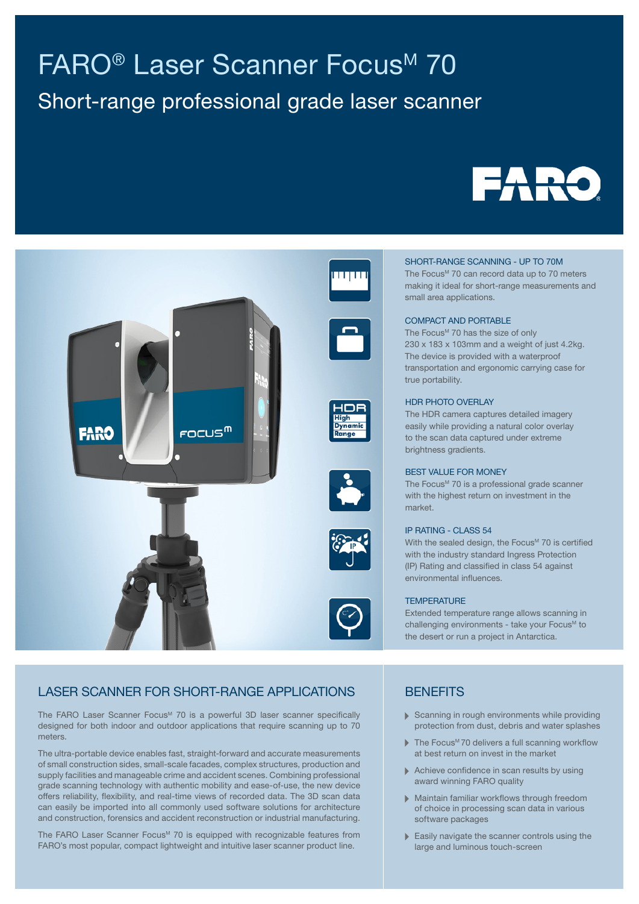# FARO® Laser Scanner Focus$^{M}$ 70

## Short-range professional grade laser scanner

### SHORT-RANGE SCANNING - UP TO 70M

The Focus$^{M}$ 70 can record data up to 70 meters making it ideal for short-range measurements and small area applications.

### COMPACT AND PORTABLE

The Focus$^{M}$ 70 has the size of only 230 x 183 x 103mm and a weight of just 4.2kg. The device is provided with a waterproof transportation and ergonomic carrying case for true portability.

### HDR PHOTO OVERLAY

The HDR camera captures detailed imagery easily while providing a natural color overlay to the scan data captured under extreme brightness gradients.

### BEST VALUE FOR MONEY

The Focus$^{M}$ 70 is a professional grade scanner with the highest return on investment in the market.

### IP RATING - CLASS 54

With the sealed design, the Focus$^{M}$ 70 is certified with the industry standard Ingress Protection (IP) Rating and classified in class 54 against environmental influences.

### TEMPERATURE

Extended temperature range allows scanning in challenging environments - take your Focus$^{M}$ to the desert or run a project in Antarctica.

## LASER SCANNER FOR SHORT-RANGE APPLICATIONS

The FARO Laser Scanner Focus$^{M}$ 70 is a powerful 3D laser scanner specifically designed for both indoor and outdoor applications that require scanning up to 70 meters.

The ultra-portable device enables fast, straight-forward and accurate measurements of small construction sides, small-scale facades, complex structures, production and supply facilities and manageable crime and accident scenes. Combining professional grade scanning technology with authentic mobility and ease-of-use, the new device offers reliability, flexibility, and real-time views of recorded data. The 3D scan data can easily be imported into all commonly used software solutions for architecture and construction, forensics and accident reconstruction or industrial manufacturing.

The FARO Laser Scanner Focus$^{M}$ 70 is equipped with recognizable features from FARO's most popular, compact lightweight and intuitive laser scanner product line.

## BENEFITS

- Scanning in rough environments while providing protection from dust, debris and water splashes
- The Focus$^{M}$ 70 delivers a full scanning workflow at best return on invest in the market
- Achieve confidence in scan results by using award winning FARO quality
- Maintain familiar workflows through freedom of choice in processing scan data in various software packages
- Easily navigate the scanner controls using the large and luminous touch-screen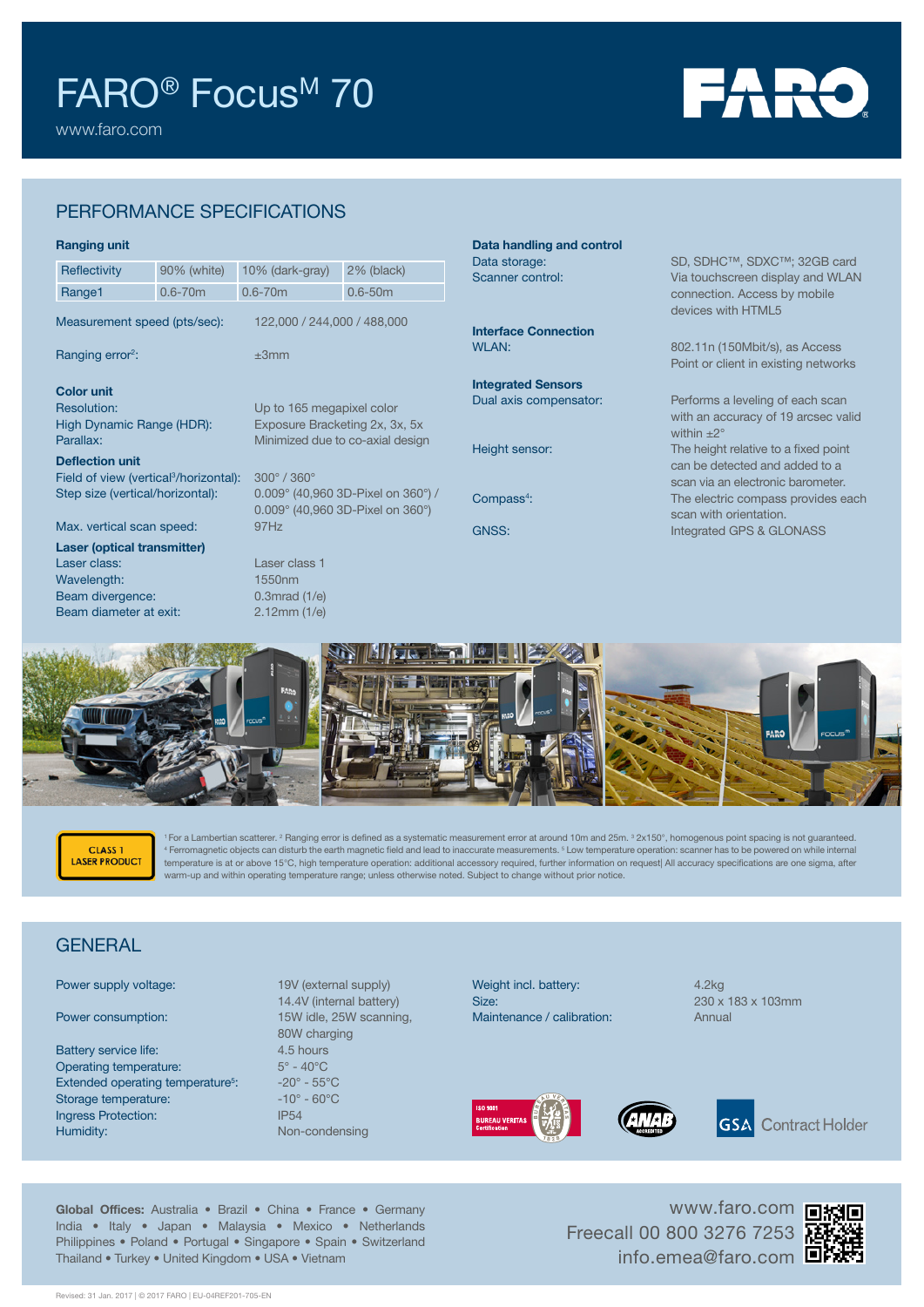# FARO® Focus[M] 70

www.faro.com

## PERFORMANCE SPECIFICATIONS

### Ranging unit

| | | | |
|---|---|---|---|
| Reflectivity | 90% (white) | 10% (dark-gray) | 2% (black) |
| Range1 | 0.6-70m | 0.6-70m | 0.6-50m |

Measurement speed (pts/sec): 122,000 / 244,000 / 488,000

Ranging error[2]: ±3mm

### Color unit

Resolution: Up to 165 megapixel color
High Dynamic Range (HDR): Exposure Bracketing 2x, 3x, 5x
Parallax: Minimized due to co-axial design

### Deflection unit

Field of view (vertical[3]/horizontal): 300° / 360°
Step size (vertical/horizontal): 0.009° (40,960 3D-Pixel on 360°) / 0.009° (40,960 3D-Pixel on 360°)
Max. vertical scan speed: 97Hz

### Laser (optical transmitter)

Laser class: Laser class 1
Wavelength: 1550nm
Beam divergence: 0.3mrad (1/e)
Beam diameter at exit: 2.12mm (1/e)

### Data handling and control

Data storage: SD, SDHC™, SDXC™; 32GB card
Scanner control: Via touchscreen display and WLAN connection. Access by mobile devices with HTML5

### Interface Connection

WLAN: 802.11n (150Mbit/s), as Access Point or client in existing networks

### Integrated Sensors

Dual axis compensator: Performs a leveling of each scan with an accuracy of 19 arcsec valid within ±2°
Height sensor: The height relative to a fixed point can be detected and added to a scan via an electronic barometer.
Compass[4]: The electric compass provides each scan with orientation.
GNSS: Integrated GPS & GLONASS

CLASS 1 LASER PRODUCT

[1] For a Lambertian scatterer. [2] Ranging error is defined as a systematic measurement error at around 10m and 25m. [3] 2x150°, homogenous point spacing is not guaranteed. [4] Ferromagnetic objects can disturb the earth magnetic field and lead to inaccurate measurements. [5] Low temperature operation: scanner has to be powered on while internal temperature is at or above 15°C, high temperature operation: additional accessory required, further information on request| All accuracy specifications are one sigma, after warm-up and within operating temperature range; unless otherwise noted. Subject to change without prior notice.

## GENERAL

Power supply voltage: 19V (external supply) 14.4V (internal battery)
Power consumption: 15W idle, 25W scanning, 80W charging
Battery service life: 4.5 hours
Operating temperature: 5° - 40°C
Extended operating temperature[5]: -20° - 55°C
Storage temperature: -10° - 60°C
Ingress Protection: IP54
Humidity: Non-condensing

Weight incl. battery: 4.2kg
Size: 230 x 183 x 103mm
Maintenance / calibration: Annual

ISO 9001 BUREAU VERITAS Certification

ANAB ACCREDITED

GSA Contract Holder

**Global Offices:** Australia • Brazil • China • France • Germany India • Italy • Japan • Malaysia • Mexico • Netherlands Philippines • Poland • Portugal • Singapore • Spain • Switzerland Thailand • Turkey • United Kingdom • USA • Vietnam

www.faro.com
Freecall 00 800 3276 7253
info.emea@faro.com

Revised: 31 Jan. 2017 | © 2017 FARO | EU-04REF201-705-EN